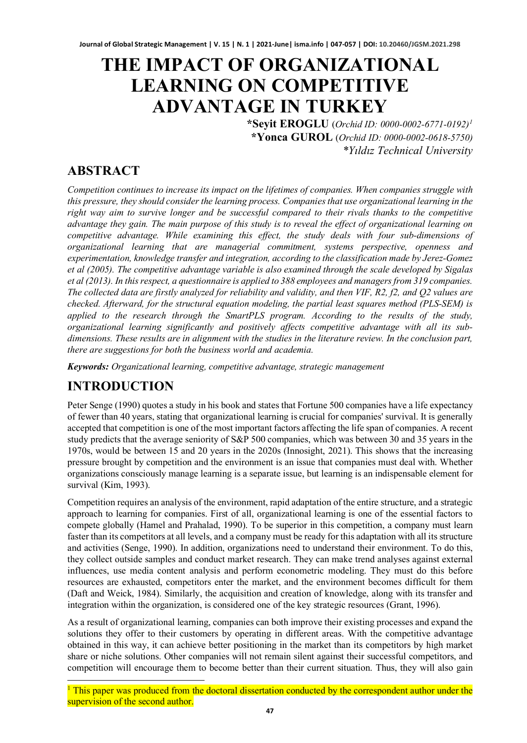# THE IMPACT OF ORGANIZATIONAL LEARNING ON COMPETITIVE ADVANTAGE IN TURKEY

**\*Seyit EROGLU** (*Orchid ID: 0000-0002-6771-0192*)[1]
**\*Yonca GUROL** (*Orchid ID: 0000-0002-0618-5750*)
*\*Yıldız Technical University*

## ABSTRACT

*Competition continues to increase its impact on the lifetimes of companies. When companies struggle with this pressure, they should consider the learning process. Companies that use organizational learning in the right way aim to survive longer and be successful compared to their rivals thanks to the competitive advantage they gain. The main purpose of this study is to reveal the effect of organizational learning on competitive advantage. While examining this effect, the study deals with four sub-dimensions of organizational learning that are managerial commitment, systems perspective, openness and experimentation, knowledge transfer and integration, according to the classification made by Jerez-Gomez et al (2005). The competitive advantage variable is also examined through the scale developed by Sigalas et al (2013). In this respect, a questionnaire is applied to 388 employees and managers from 319 companies. The collected data are firstly analyzed for reliability and validity, and then VIF, R2, f2, and Q2 values are checked. Afterward, for the structural equation modeling, the partial least squares method (PLS-SEM) is applied to the research through the SmartPLS program. According to the results of the study, organizational learning significantly and positively affects competitive advantage with all its sub-dimensions. These results are in alignment with the studies in the literature review. In the conclusion part, there are suggestions for both the business world and academia.*

***Keywords:*** *Organizational learning, competitive advantage, strategic management*

## INTRODUCTION

Peter Senge (1990) quotes a study in his book and states that Fortune 500 companies have a life expectancy of fewer than 40 years, stating that organizational learning is crucial for companies' survival. It is generally accepted that competition is one of the most important factors affecting the life span of companies. A recent study predicts that the average seniority of S&P 500 companies, which was between 30 and 35 years in the 1970s, would be between 15 and 20 years in the 2020s (Innosight, 2021). This shows that the increasing pressure brought by competition and the environment is an issue that companies must deal with. Whether organizations consciously manage learning is a separate issue, but learning is an indispensable element for survival (Kim, 1993).

Competition requires an analysis of the environment, rapid adaptation of the entire structure, and a strategic approach to learning for companies. First of all, organizational learning is one of the essential factors to compete globally (Hamel and Prahalad, 1990). To be superior in this competition, a company must learn faster than its competitors at all levels, and a company must be ready for this adaptation with all its structure and activities (Senge, 1990). In addition, organizations need to understand their environment. To do this, they collect outside samples and conduct market research. They can make trend analyses against external influences, use media content analysis and perform econometric modeling. They must do this before resources are exhausted, competitors enter the market, and the environment becomes difficult for them (Daft and Weick, 1984). Similarly, the acquisition and creation of knowledge, along with its transfer and integration within the organization, is considered one of the key strategic resources (Grant, 1996).

As a result of organizational learning, companies can both improve their existing processes and expand the solutions they offer to their customers by operating in different areas. With the competitive advantage obtained in this way, it can achieve better positioning in the market than its competitors by high market share or niche solutions. Other companies will not remain silent against their successful competitors, and competition will encourage them to become better than their current situation. Thus, they will also gain

---

[1] This paper was produced from the doctoral dissertation conducted by the correspondent author under the supervision of the second author.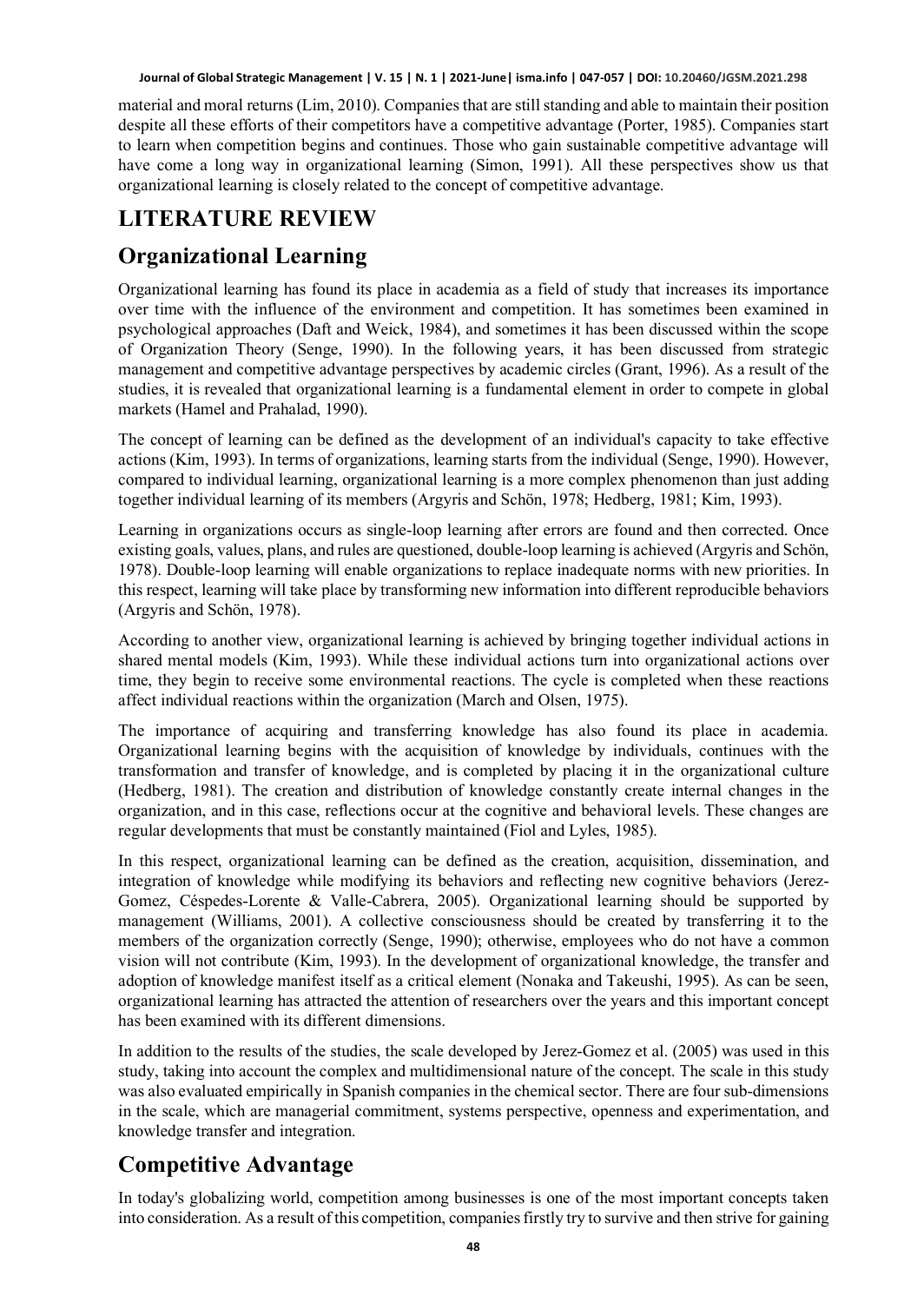material and moral returns (Lim, 2010). Companies that are still standing and able to maintain their position despite all these efforts of their competitors have a competitive advantage (Porter, 1985). Companies start to learn when competition begins and continues. Those who gain sustainable competitive advantage will have come a long way in organizational learning (Simon, 1991). All these perspectives show us that organizational learning is closely related to the concept of competitive advantage.

# LITERATURE REVIEW

## Organizational Learning

Organizational learning has found its place in academia as a field of study that increases its importance over time with the influence of the environment and competition. It has sometimes been examined in psychological approaches (Daft and Weick, 1984), and sometimes it has been discussed within the scope of Organization Theory (Senge, 1990). In the following years, it has been discussed from strategic management and competitive advantage perspectives by academic circles (Grant, 1996). As a result of the studies, it is revealed that organizational learning is a fundamental element in order to compete in global markets (Hamel and Prahalad, 1990).

The concept of learning can be defined as the development of an individual's capacity to take effective actions (Kim, 1993). In terms of organizations, learning starts from the individual (Senge, 1990). However, compared to individual learning, organizational learning is a more complex phenomenon than just adding together individual learning of its members (Argyris and Schön, 1978; Hedberg, 1981; Kim, 1993).

Learning in organizations occurs as single-loop learning after errors are found and then corrected. Once existing goals, values, plans, and rules are questioned, double-loop learning is achieved (Argyris and Schön, 1978). Double-loop learning will enable organizations to replace inadequate norms with new priorities. In this respect, learning will take place by transforming new information into different reproducible behaviors (Argyris and Schön, 1978).

According to another view, organizational learning is achieved by bringing together individual actions in shared mental models (Kim, 1993). While these individual actions turn into organizational actions over time, they begin to receive some environmental reactions. The cycle is completed when these reactions affect individual reactions within the organization (March and Olsen, 1975).

The importance of acquiring and transferring knowledge has also found its place in academia. Organizational learning begins with the acquisition of knowledge by individuals, continues with the transformation and transfer of knowledge, and is completed by placing it in the organizational culture (Hedberg, 1981). The creation and distribution of knowledge constantly create internal changes in the organization, and in this case, reflections occur at the cognitive and behavioral levels. These changes are regular developments that must be constantly maintained (Fiol and Lyles, 1985).

In this respect, organizational learning can be defined as the creation, acquisition, dissemination, and integration of knowledge while modifying its behaviors and reflecting new cognitive behaviors (Jerez-Gomez, Céspedes-Lorente & Valle-Cabrera, 2005). Organizational learning should be supported by management (Williams, 2001). A collective consciousness should be created by transferring it to the members of the organization correctly (Senge, 1990); otherwise, employees who do not have a common vision will not contribute (Kim, 1993). In the development of organizational knowledge, the transfer and adoption of knowledge manifest itself as a critical element (Nonaka and Takeushi, 1995). As can be seen, organizational learning has attracted the attention of researchers over the years and this important concept has been examined with its different dimensions.

In addition to the results of the studies, the scale developed by Jerez-Gomez et al. (2005) was used in this study, taking into account the complex and multidimensional nature of the concept. The scale in this study was also evaluated empirically in Spanish companies in the chemical sector. There are four sub-dimensions in the scale, which are managerial commitment, systems perspective, openness and experimentation, and knowledge transfer and integration.

## Competitive Advantage

In today's globalizing world, competition among businesses is one of the most important concepts taken into consideration. As a result of this competition, companies firstly try to survive and then strive for gaining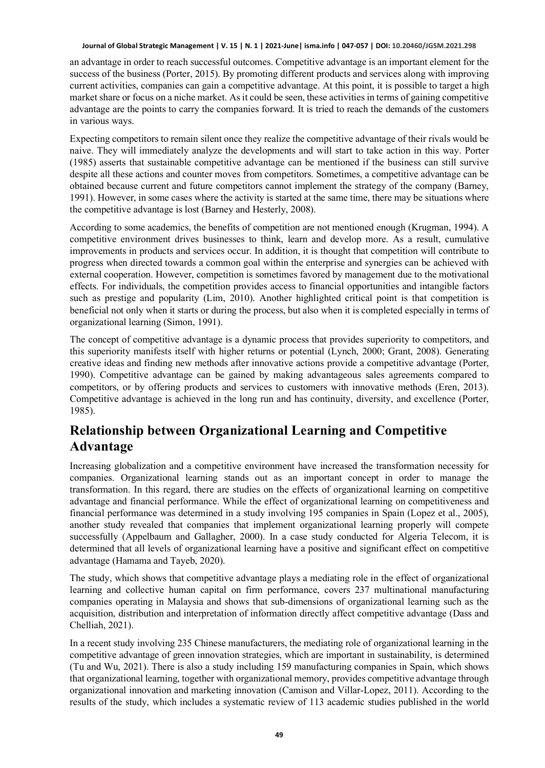an advantage in order to reach successful outcomes. Competitive advantage is an important element for the success of the business (Porter, 2015). By promoting different products and services along with improving current activities, companies can gain a competitive advantage. At this point, it is possible to target a high market share or focus on a niche market. As it could be seen, these activities in terms of gaining competitive advantage are the points to carry the companies forward. It is tried to reach the demands of the customers in various ways.

Expecting competitors to remain silent once they realize the competitive advantage of their rivals would be naive. They will immediately analyze the developments and will start to take action in this way. Porter (1985) asserts that sustainable competitive advantage can be mentioned if the business can still survive despite all these actions and counter moves from competitors. Sometimes, a competitive advantage can be obtained because current and future competitors cannot implement the strategy of the company (Barney, 1991). However, in some cases where the activity is started at the same time, there may be situations where the competitive advantage is lost (Barney and Hesterly, 2008).

According to some academics, the benefits of competition are not mentioned enough (Krugman, 1994). A competitive environment drives businesses to think, learn and develop more. As a result, cumulative improvements in products and services occur. In addition, it is thought that competition will contribute to progress when directed towards a common goal within the enterprise and synergies can be achieved with external cooperation. However, competition is sometimes favored by management due to the motivational effects. For individuals, the competition provides access to financial opportunities and intangible factors such as prestige and popularity (Lim, 2010). Another highlighted critical point is that competition is beneficial not only when it starts or during the process, but also when it is completed especially in terms of organizational learning (Simon, 1991).

The concept of competitive advantage is a dynamic process that provides superiority to competitors, and this superiority manifests itself with higher returns or potential (Lynch, 2000; Grant, 2008). Generating creative ideas and finding new methods after innovative actions provide a competitive advantage (Porter, 1990). Competitive advantage can be gained by making advantageous sales agreements compared to competitors, or by offering products and services to customers with innovative methods (Eren, 2013). Competitive advantage is achieved in the long run and has continuity, diversity, and excellence (Porter, 1985).

## Relationship between Organizational Learning and Competitive Advantage

Increasing globalization and a competitive environment have increased the transformation necessity for companies. Organizational learning stands out as an important concept in order to manage the transformation. In this regard, there are studies on the effects of organizational learning on competitive advantage and financial performance. While the effect of organizational learning on competitiveness and financial performance was determined in a study involving 195 companies in Spain (Lopez et al., 2005), another study revealed that companies that implement organizational learning properly will compete successfully (Appelbaum and Gallagher, 2000). In a case study conducted for Algeria Telecom, it is determined that all levels of organizational learning have a positive and significant effect on competitive advantage (Hamama and Tayeb, 2020).

The study, which shows that competitive advantage plays a mediating role in the effect of organizational learning and collective human capital on firm performance, covers 237 multinational manufacturing companies operating in Malaysia and shows that sub-dimensions of organizational learning such as the acquisition, distribution and interpretation of information directly affect competitive advantage (Dass and Chelliah, 2021).

In a recent study involving 235 Chinese manufacturers, the mediating role of organizational learning in the competitive advantage of green innovation strategies, which are important in sustainability, is determined (Tu and Wu, 2021). There is also a study including 159 manufacturing companies in Spain, which shows that organizational learning, together with organizational memory, provides competitive advantage through organizational innovation and marketing innovation (Camison and Villar-Lopez, 2011). According to the results of the study, which includes a systematic review of 113 academic studies published in the world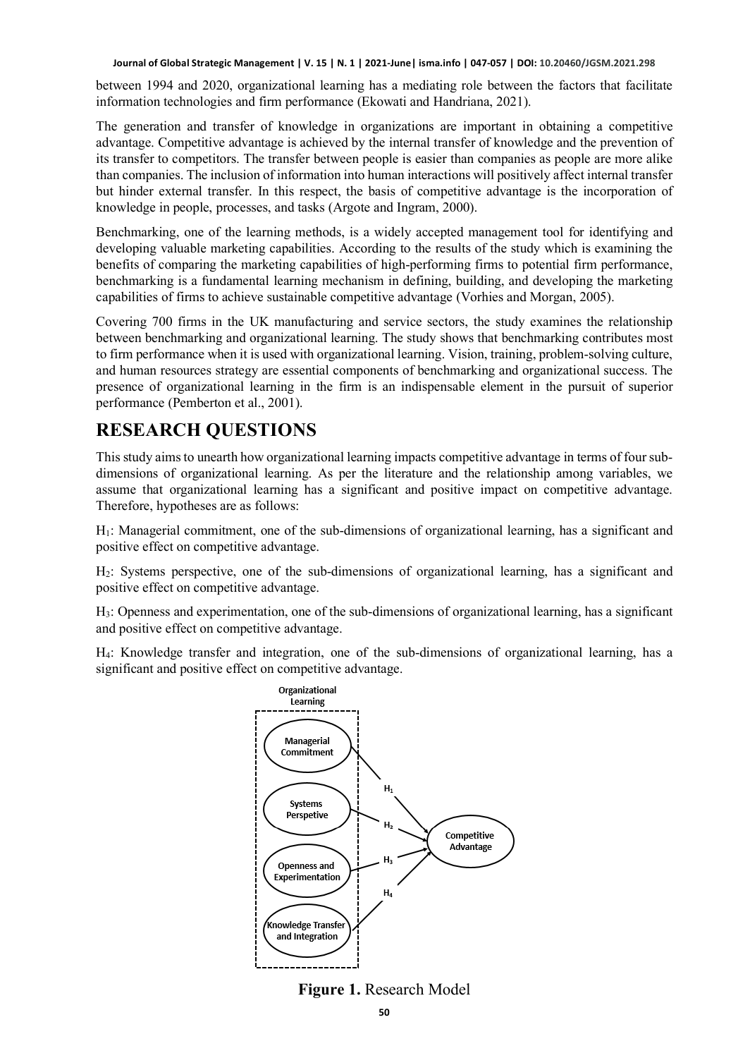between 1994 and 2020, organizational learning has a mediating role between the factors that facilitate information technologies and firm performance (Ekowati and Handriana, 2021).

The generation and transfer of knowledge in organizations are important in obtaining a competitive advantage. Competitive advantage is achieved by the internal transfer of knowledge and the prevention of its transfer to competitors. The transfer between people is easier than companies as people are more alike than companies. The inclusion of information into human interactions will positively affect internal transfer but hinder external transfer. In this respect, the basis of competitive advantage is the incorporation of knowledge in people, processes, and tasks (Argote and Ingram, 2000).

Benchmarking, one of the learning methods, is a widely accepted management tool for identifying and developing valuable marketing capabilities. According to the results of the study which is examining the benefits of comparing the marketing capabilities of high-performing firms to potential firm performance, benchmarking is a fundamental learning mechanism in defining, building, and developing the marketing capabilities of firms to achieve sustainable competitive advantage (Vorhies and Morgan, 2005).

Covering 700 firms in the UK manufacturing and service sectors, the study examines the relationship between benchmarking and organizational learning. The study shows that benchmarking contributes most to firm performance when it is used with organizational learning. Vision, training, problem-solving culture, and human resources strategy are essential components of benchmarking and organizational success. The presence of organizational learning in the firm is an indispensable element in the pursuit of superior performance (Pemberton et al., 2001).

# RESEARCH QUESTIONS

This study aims to unearth how organizational learning impacts competitive advantage in terms of four sub-dimensions of organizational learning. As per the literature and the relationship among variables, we assume that organizational learning has a significant and positive impact on competitive advantage. Therefore, hypotheses are as follows:

$H_1$: Managerial commitment, one of the sub-dimensions of organizational learning, has a significant and positive effect on competitive advantage.

$H_2$: Systems perspective, one of the sub-dimensions of organizational learning, has a significant and positive effect on competitive advantage.

$H_3$: Openness and experimentation, one of the sub-dimensions of organizational learning, has a significant and positive effect on competitive advantage.

$H_4$: Knowledge transfer and integration, one of the sub-dimensions of organizational learning, has a significant and positive effect on competitive advantage.

Organizational Learning: Managerial Commitment → ($H_1$), Systems Perspetive → ($H_2$), Openness and Experimentation → ($H_3$), Knowledge Transfer and Integration → ($H_4$) → Competitive Advantage

**Figure 1.** Research Model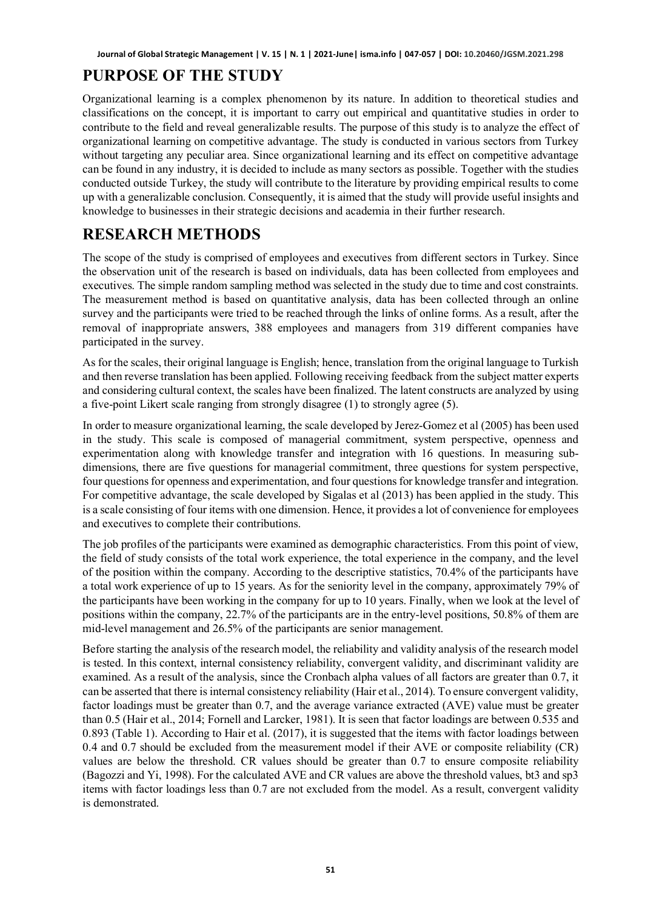## PURPOSE OF THE STUDY

Organizational learning is a complex phenomenon by its nature. In addition to theoretical studies and classifications on the concept, it is important to carry out empirical and quantitative studies in order to contribute to the field and reveal generalizable results. The purpose of this study is to analyze the effect of organizational learning on competitive advantage. The study is conducted in various sectors from Turkey without targeting any peculiar area. Since organizational learning and its effect on competitive advantage can be found in any industry, it is decided to include as many sectors as possible. Together with the studies conducted outside Turkey, the study will contribute to the literature by providing empirical results to come up with a generalizable conclusion. Consequently, it is aimed that the study will provide useful insights and knowledge to businesses in their strategic decisions and academia in their further research.

## RESEARCH METHODS

The scope of the study is comprised of employees and executives from different sectors in Turkey. Since the observation unit of the research is based on individuals, data has been collected from employees and executives. The simple random sampling method was selected in the study due to time and cost constraints. The measurement method is based on quantitative analysis, data has been collected through an online survey and the participants were tried to be reached through the links of online forms. As a result, after the removal of inappropriate answers, 388 employees and managers from 319 different companies have participated in the survey.

As for the scales, their original language is English; hence, translation from the original language to Turkish and then reverse translation has been applied. Following receiving feedback from the subject matter experts and considering cultural context, the scales have been finalized. The latent constructs are analyzed by using a five-point Likert scale ranging from strongly disagree (1) to strongly agree (5).

In order to measure organizational learning, the scale developed by Jerez-Gomez et al (2005) has been used in the study. This scale is composed of managerial commitment, system perspective, openness and experimentation along with knowledge transfer and integration with 16 questions. In measuring sub-dimensions, there are five questions for managerial commitment, three questions for system perspective, four questions for openness and experimentation, and four questions for knowledge transfer and integration. For competitive advantage, the scale developed by Sigalas et al (2013) has been applied in the study. This is a scale consisting of four items with one dimension. Hence, it provides a lot of convenience for employees and executives to complete their contributions.

The job profiles of the participants were examined as demographic characteristics. From this point of view, the field of study consists of the total work experience, the total experience in the company, and the level of the position within the company. According to the descriptive statistics, 70.4% of the participants have a total work experience of up to 15 years. As for the seniority level in the company, approximately 79% of the participants have been working in the company for up to 10 years. Finally, when we look at the level of positions within the company, 22.7% of the participants are in the entry-level positions, 50.8% of them are mid-level management and 26.5% of the participants are senior management.

Before starting the analysis of the research model, the reliability and validity analysis of the research model is tested. In this context, internal consistency reliability, convergent validity, and discriminant validity are examined. As a result of the analysis, since the Cronbach alpha values of all factors are greater than 0.7, it can be asserted that there is internal consistency reliability (Hair et al., 2014). To ensure convergent validity, factor loadings must be greater than 0.7, and the average variance extracted (AVE) value must be greater than 0.5 (Hair et al., 2014; Fornell and Larcker, 1981). It is seen that factor loadings are between 0.535 and 0.893 (Table 1). According to Hair et al. (2017), it is suggested that the items with factor loadings between 0.4 and 0.7 should be excluded from the measurement model if their AVE or composite reliability (CR) values are below the threshold. CR values should be greater than 0.7 to ensure composite reliability (Bagozzi and Yi, 1998). For the calculated AVE and CR values are above the threshold values, bt3 and sp3 items with factor loadings less than 0.7 are not excluded from the model. As a result, convergent validity is demonstrated.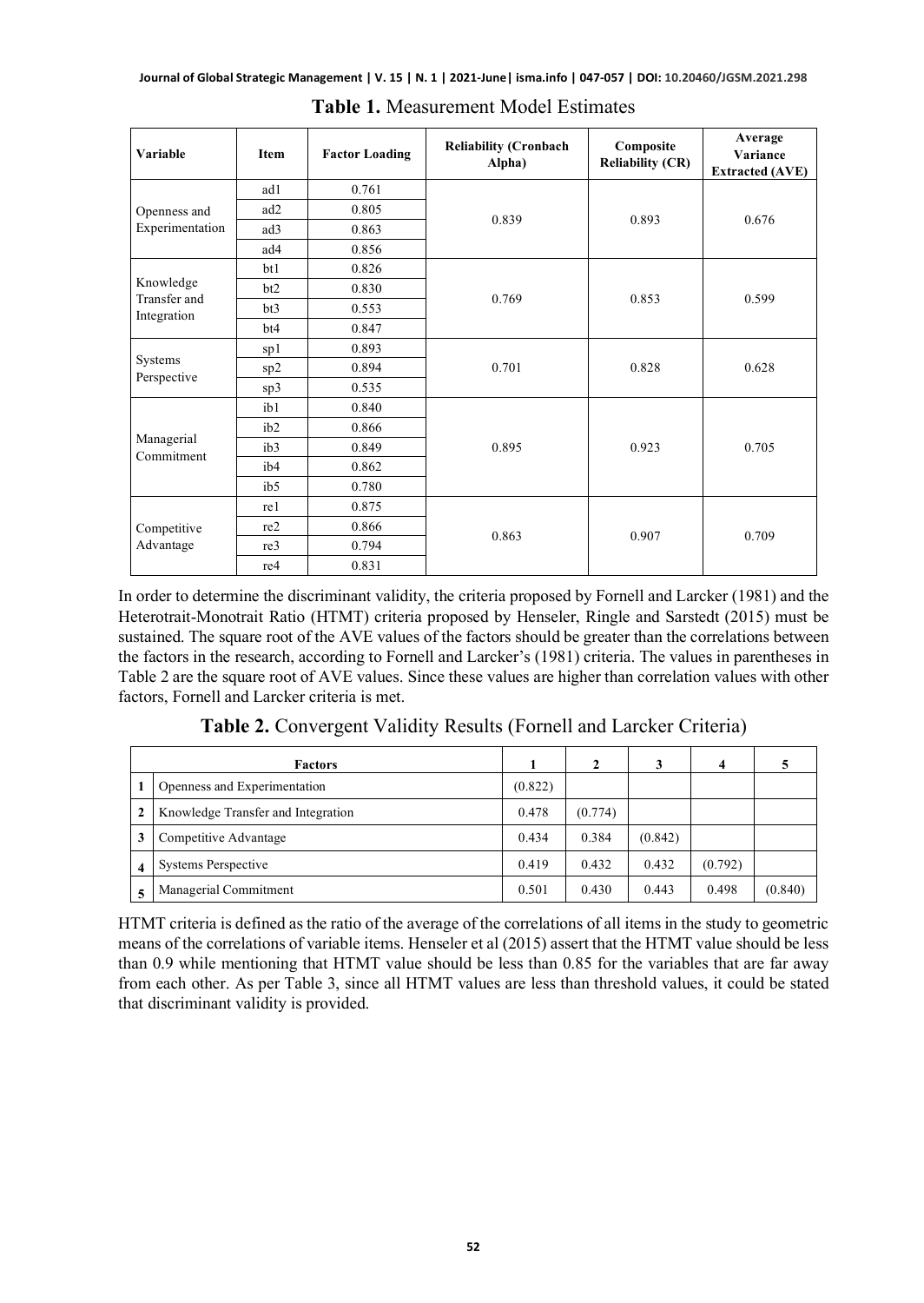**Table 1.** Measurement Model Estimates

| Variable | Item | Factor Loading | Reliability (Cronbach Alpha) | Composite Reliability (CR) | Average Variance Extracted (AVE) |
|---|---|---|---|---|---|
| Openness and Experimentation | ad1 | 0.761 | 0.839 | 0.893 | 0.676 |
| | ad2 | 0.805 | | | |
| | ad3 | 0.863 | | | |
| | ad4 | 0.856 | | | |
| Knowledge Transfer and Integration | bt1 | 0.826 | 0.769 | 0.853 | 0.599 |
| | bt2 | 0.830 | | | |
| | bt3 | 0.553 | | | |
| | bt4 | 0.847 | | | |
| Systems Perspective | sp1 | 0.893 | 0.701 | 0.828 | 0.628 |
| | sp2 | 0.894 | | | |
| | sp3 | 0.535 | | | |
| Managerial Commitment | ib1 | 0.840 | 0.895 | 0.923 | 0.705 |
| | ib2 | 0.866 | | | |
| | ib3 | 0.849 | | | |
| | ib4 | 0.862 | | | |
| | ib5 | 0.780 | | | |
| Competitive Advantage | re1 | 0.875 | 0.863 | 0.907 | 0.709 |
| | re2 | 0.866 | | | |
| | re3 | 0.794 | | | |
| | re4 | 0.831 | | | |

In order to determine the discriminant validity, the criteria proposed by Fornell and Larcker (1981) and the Heterotrait-Monotrait Ratio (HTMT) criteria proposed by Henseler, Ringle and Sarstedt (2015) must be sustained. The square root of the AVE values of the factors should be greater than the correlations between the factors in the research, according to Fornell and Larcker's (1981) criteria. The values in parentheses in Table 2 are the square root of AVE values. Since these values are higher than correlation values with other factors, Fornell and Larcker criteria is met.

**Table 2.** Convergent Validity Results (Fornell and Larcker Criteria)

| | Factors | 1 | 2 | 3 | 4 | 5 |
|---|---|---|---|---|---|---|
| 1 | Openness and Experimentation | (0.822) | | | | |
| 2 | Knowledge Transfer and Integration | 0.478 | (0.774) | | | |
| 3 | Competitive Advantage | 0.434 | 0.384 | (0.842) | | |
| 4 | Systems Perspective | 0.419 | 0.432 | 0.432 | (0.792) | |
| 5 | Managerial Commitment | 0.501 | 0.430 | 0.443 | 0.498 | (0.840) |

HTMT criteria is defined as the ratio of the average of the correlations of all items in the study to geometric means of the correlations of variable items. Henseler et al (2015) assert that the HTMT value should be less than 0.9 while mentioning that HTMT value should be less than 0.85 for the variables that are far away from each other. As per Table 3, since all HTMT values are less than threshold values, it could be stated that discriminant validity is provided.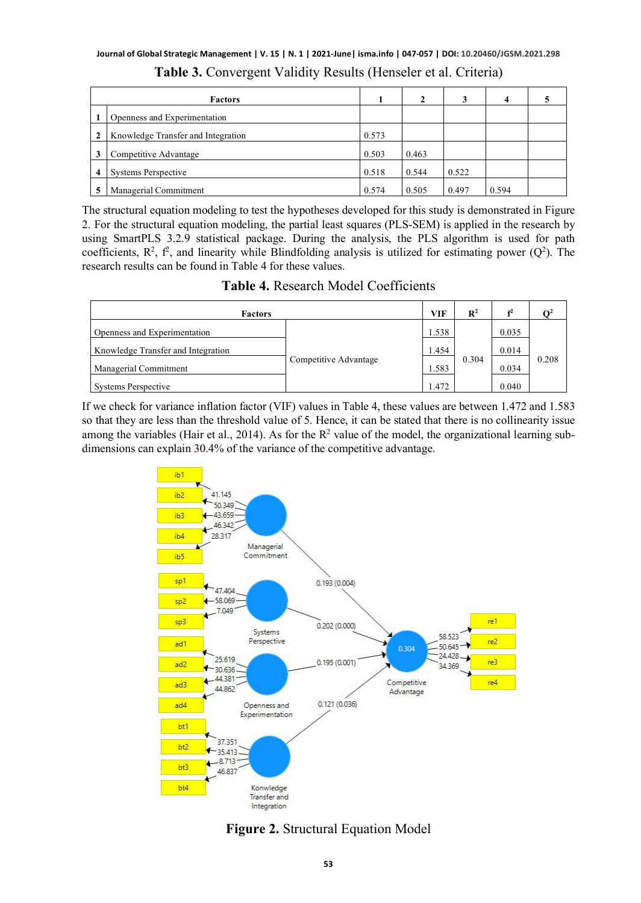**Table 3.** Convergent Validity Results (Henseler et al. Criteria)

| | Factors | 1 | 2 | 3 | 4 | 5 |
|---|---|---|---|---|---|---|
| 1 | Openness and Experimentation | | | | | |
| 2 | Knowledge Transfer and Integration | 0.573 | | | | |
| 3 | Competitive Advantage | 0.503 | 0.463 | | | |
| 4 | Systems Perspective | 0.518 | 0.544 | 0.522 | | |
| 5 | Managerial Commitment | 0.574 | 0.505 | 0.497 | 0.594 | |

The structural equation modeling to test the hypotheses developed for this study is demonstrated in Figure 2. For the structural equation modeling, the partial least squares (PLS-SEM) is applied in the research by using SmartPLS 3.2.9 statistical package. During the analysis, the PLS algorithm is used for path coefficients, $R^2$, $f^2$, and linearity while Blindfolding analysis is utilized for estimating power ($Q^2$). The research results can be found in Table 4 for these values.

**Table 4.** Research Model Coefficients

| Factors | | VIF | $R^2$ | $f^2$ | $Q^2$ |
|---|---|---|---|---|---|
| Openness and Experimentation | Competitive Advantage | 1.538 | 0.304 | 0.035 | 0.208 |
| Knowledge Transfer and Integration | | 1.454 | | 0.014 | |
| Managerial Commitment | | 1.583 | | 0.034 | |
| Systems Perspective | | 1.472 | | 0.040 | |

If we check for variance inflation factor (VIF) values in Table 4, these values are between 1.472 and 1.583 so that they are less than the threshold value of 5. Hence, it can be stated that there is no collinearity issue among the variables (Hair et al., 2014). As for the $R^2$ value of the model, the organizational learning sub-dimensions can explain 30.4% of the variance of the competitive advantage.

**Figure 2.** Structural Equation Model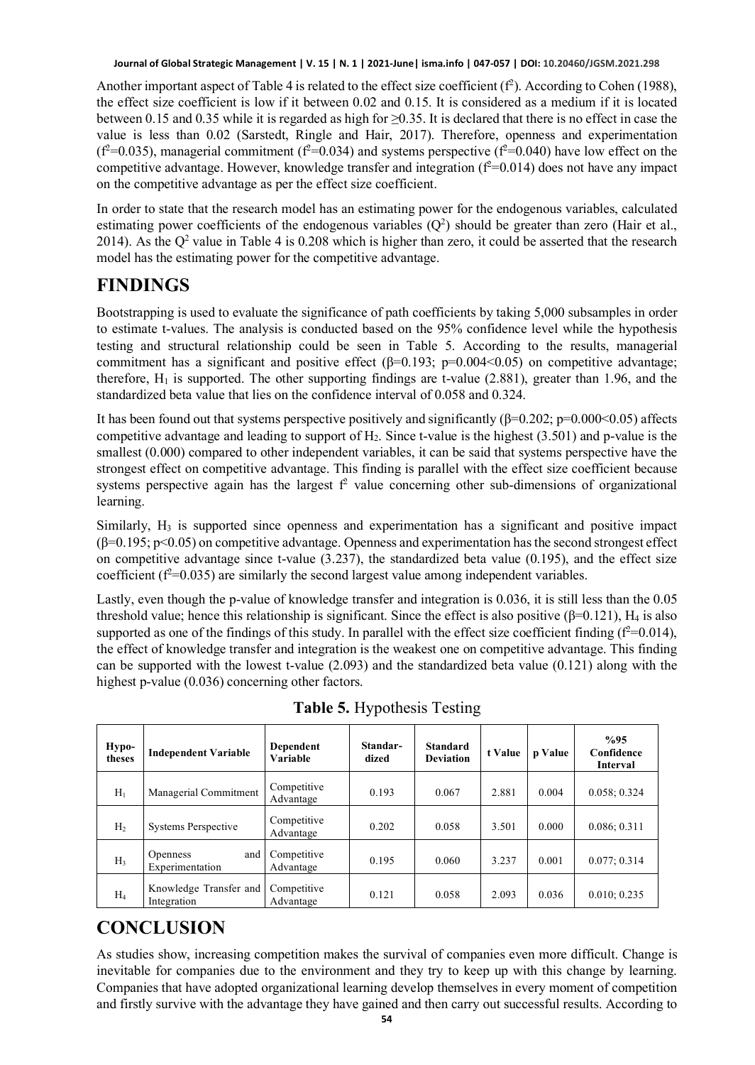Another important aspect of Table 4 is related to the effect size coefficient ($f^2$). According to Cohen (1988), the effect size coefficient is low if it between 0.02 and 0.15. It is considered as a medium if it is located between 0.15 and 0.35 while it is regarded as high for ≥0.35. It is declared that there is no effect in case the value is less than 0.02 (Sarstedt, Ringle and Hair, 2017). Therefore, openness and experimentation ($f^2$=0.035), managerial commitment ($f^2$=0.034) and systems perspective ($f^2$=0.040) have low effect on the competitive advantage. However, knowledge transfer and integration ($f^2$=0.014) does not have any impact on the competitive advantage as per the effect size coefficient.

In order to state that the research model has an estimating power for the endogenous variables, calculated estimating power coefficients of the endogenous variables ($Q^2$) should be greater than zero (Hair et al., 2014). As the $Q^2$ value in Table 4 is 0.208 which is higher than zero, it could be asserted that the research model has the estimating power for the competitive advantage.

# FINDINGS

Bootstrapping is used to evaluate the significance of path coefficients by taking 5,000 subsamples in order to estimate t-values. The analysis is conducted based on the 95% confidence level while the hypothesis testing and structural relationship could be seen in Table 5. According to the results, managerial commitment has a significant and positive effect ($\beta$=0.193; $p$=0.004<0.05) on competitive advantage; therefore, $H_1$ is supported. The other supporting findings are t-value (2.881), greater than 1.96, and the standardized beta value that lies on the confidence interval of 0.058 and 0.324.

It has been found out that systems perspective positively and significantly ($\beta$=0.202; $p$=0.000<0.05) affects competitive advantage and leading to support of $H_2$. Since t-value is the highest (3.501) and p-value is the smallest (0.000) compared to other independent variables, it can be said that systems perspective have the strongest effect on competitive advantage. This finding is parallel with the effect size coefficient because systems perspective again has the largest $f^2$ value concerning other sub-dimensions of organizational learning.

Similarly, $H_3$ is supported since openness and experimentation has a significant and positive impact ($\beta$=0.195; $p$<0.05) on competitive advantage. Openness and experimentation has the second strongest effect on competitive advantage since t-value (3.237), the standardized beta value (0.195), and the effect size coefficient ($f^2$=0.035) are similarly the second largest value among independent variables.

Lastly, even though the p-value of knowledge transfer and integration is 0.036, it is still less than the 0.05 threshold value; hence this relationship is significant. Since the effect is also positive ($\beta$=0.121), $H_4$ is also supported as one of the findings of this study. In parallel with the effect size coefficient finding ($f^2$=0.014), the effect of knowledge transfer and integration is the weakest one on competitive advantage. This finding can be supported with the lowest t-value (2.093) and the standardized beta value (0.121) along with the highest p-value (0.036) concerning other factors.

**Table 5.** Hypothesis Testing

| Hypotheses | Independent Variable | Dependent Variable | Standardized | Standard Deviation | t Value | p Value | %95 Confidence Interval |
|---|---|---|---|---|---|---|---|
| $H_1$ | Managerial Commitment | Competitive Advantage | 0.193 | 0.067 | 2.881 | 0.004 | 0.058; 0.324 |
| $H_2$ | Systems Perspective | Competitive Advantage | 0.202 | 0.058 | 3.501 | 0.000 | 0.086; 0.311 |
| $H_3$ | Openness and Experimentation | Competitive Advantage | 0.195 | 0.060 | 3.237 | 0.001 | 0.077; 0.314 |
| $H_4$ | Knowledge Transfer and Integration | Competitive Advantage | 0.121 | 0.058 | 2.093 | 0.036 | 0.010; 0.235 |

# CONCLUSION

As studies show, increasing competition makes the survival of companies even more difficult. Change is inevitable for companies due to the environment and they try to keep up with this change by learning. Companies that have adopted organizational learning develop themselves in every moment of competition and firstly survive with the advantage they have gained and then carry out successful results. According to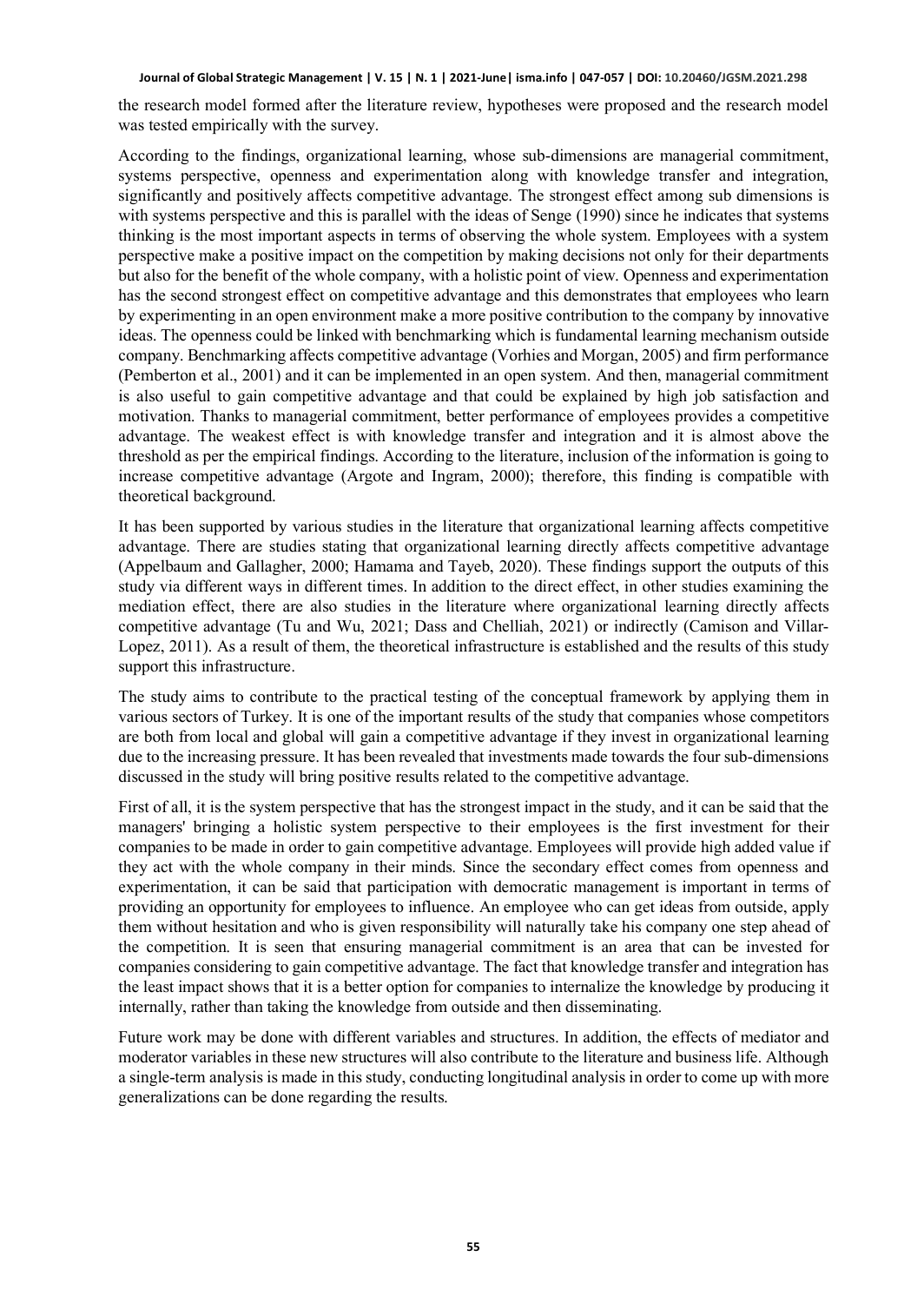the research model formed after the literature review, hypotheses were proposed and the research model was tested empirically with the survey.

According to the findings, organizational learning, whose sub-dimensions are managerial commitment, systems perspective, openness and experimentation along with knowledge transfer and integration, significantly and positively affects competitive advantage. The strongest effect among sub dimensions is with systems perspective and this is parallel with the ideas of Senge (1990) since he indicates that systems thinking is the most important aspects in terms of observing the whole system. Employees with a system perspective make a positive impact on the competition by making decisions not only for their departments but also for the benefit of the whole company, with a holistic point of view. Openness and experimentation has the second strongest effect on competitive advantage and this demonstrates that employees who learn by experimenting in an open environment make a more positive contribution to the company by innovative ideas. The openness could be linked with benchmarking which is fundamental learning mechanism outside company. Benchmarking affects competitive advantage (Vorhies and Morgan, 2005) and firm performance (Pemberton et al., 2001) and it can be implemented in an open system. And then, managerial commitment is also useful to gain competitive advantage and that could be explained by high job satisfaction and motivation. Thanks to managerial commitment, better performance of employees provides a competitive advantage. The weakest effect is with knowledge transfer and integration and it is almost above the threshold as per the empirical findings. According to the literature, inclusion of the information is going to increase competitive advantage (Argote and Ingram, 2000); therefore, this finding is compatible with theoretical background.

It has been supported by various studies in the literature that organizational learning affects competitive advantage. There are studies stating that organizational learning directly affects competitive advantage (Appelbaum and Gallagher, 2000; Hamama and Tayeb, 2020). These findings support the outputs of this study via different ways in different times. In addition to the direct effect, in other studies examining the mediation effect, there are also studies in the literature where organizational learning directly affects competitive advantage (Tu and Wu, 2021; Dass and Chelliah, 2021) or indirectly (Camison and Villar-Lopez, 2011). As a result of them, the theoretical infrastructure is established and the results of this study support this infrastructure.

The study aims to contribute to the practical testing of the conceptual framework by applying them in various sectors of Turkey. It is one of the important results of the study that companies whose competitors are both from local and global will gain a competitive advantage if they invest in organizational learning due to the increasing pressure. It has been revealed that investments made towards the four sub-dimensions discussed in the study will bring positive results related to the competitive advantage.

First of all, it is the system perspective that has the strongest impact in the study, and it can be said that the managers' bringing a holistic system perspective to their employees is the first investment for their companies to be made in order to gain competitive advantage. Employees will provide high added value if they act with the whole company in their minds. Since the secondary effect comes from openness and experimentation, it can be said that participation with democratic management is important in terms of providing an opportunity for employees to influence. An employee who can get ideas from outside, apply them without hesitation and who is given responsibility will naturally take his company one step ahead of the competition. It is seen that ensuring managerial commitment is an area that can be invested for companies considering to gain competitive advantage. The fact that knowledge transfer and integration has the least impact shows that it is a better option for companies to internalize the knowledge by producing it internally, rather than taking the knowledge from outside and then disseminating.

Future work may be done with different variables and structures. In addition, the effects of mediator and moderator variables in these new structures will also contribute to the literature and business life. Although a single-term analysis is made in this study, conducting longitudinal analysis in order to come up with more generalizations can be done regarding the results.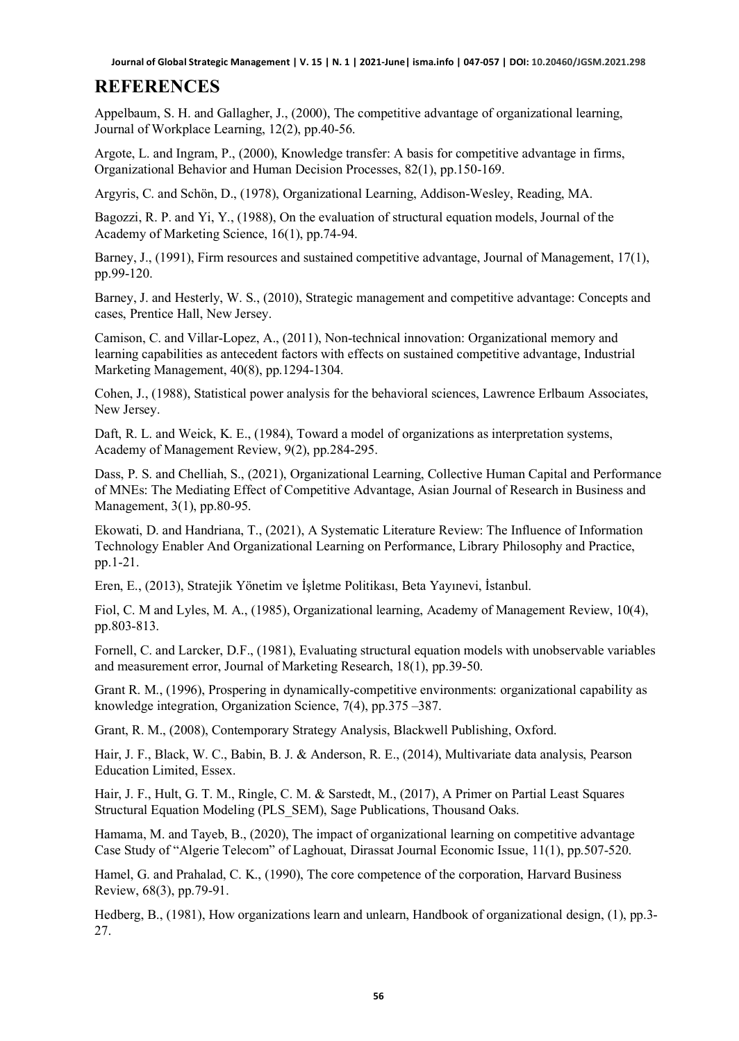# REFERENCES

Appelbaum, S. H. and Gallagher, J., (2000), The competitive advantage of organizational learning, Journal of Workplace Learning, 12(2), pp.40-56.

Argote, L. and Ingram, P., (2000), Knowledge transfer: A basis for competitive advantage in firms, Organizational Behavior and Human Decision Processes, 82(1), pp.150-169.

Argyris, C. and Schön, D., (1978), Organizational Learning, Addison-Wesley, Reading, MA.

Bagozzi, R. P. and Yi, Y., (1988), On the evaluation of structural equation models, Journal of the Academy of Marketing Science, 16(1), pp.74-94.

Barney, J., (1991), Firm resources and sustained competitive advantage, Journal of Management, 17(1), pp.99-120.

Barney, J. and Hesterly, W. S., (2010), Strategic management and competitive advantage: Concepts and cases, Prentice Hall, New Jersey.

Camison, C. and Villar-Lopez, A., (2011), Non-technical innovation: Organizational memory and learning capabilities as antecedent factors with effects on sustained competitive advantage, Industrial Marketing Management, 40(8), pp.1294-1304.

Cohen, J., (1988), Statistical power analysis for the behavioral sciences, Lawrence Erlbaum Associates, New Jersey.

Daft, R. L. and Weick, K. E., (1984), Toward a model of organizations as interpretation systems, Academy of Management Review, 9(2), pp.284-295.

Dass, P. S. and Chelliah, S., (2021), Organizational Learning, Collective Human Capital and Performance of MNEs: The Mediating Effect of Competitive Advantage, Asian Journal of Research in Business and Management, 3(1), pp.80-95.

Ekowati, D. and Handriana, T., (2021), A Systematic Literature Review: The Influence of Information Technology Enabler And Organizational Learning on Performance, Library Philosophy and Practice, pp.1-21.

Eren, E., (2013), Stratejik Yönetim ve İşletme Politikası, Beta Yayınevi, İstanbul.

Fiol, C. M and Lyles, M. A., (1985), Organizational learning, Academy of Management Review, 10(4), pp.803-813.

Fornell, C. and Larcker, D.F., (1981), Evaluating structural equation models with unobservable variables and measurement error, Journal of Marketing Research, 18(1), pp.39-50.

Grant R. M., (1996), Prospering in dynamically-competitive environments: organizational capability as knowledge integration, Organization Science, 7(4), pp.375 –387.

Grant, R. M., (2008), Contemporary Strategy Analysis, Blackwell Publishing, Oxford.

Hair, J. F., Black, W. C., Babin, B. J. & Anderson, R. E., (2014), Multivariate data analysis, Pearson Education Limited, Essex.

Hair, J. F., Hult, G. T. M., Ringle, C. M. & Sarstedt, M., (2017), A Primer on Partial Least Squares Structural Equation Modeling (PLS_SEM), Sage Publications, Thousand Oaks.

Hamama, M. and Tayeb, B., (2020), The impact of organizational learning on competitive advantage Case Study of "Algerie Telecom" of Laghouat, Dirassat Journal Economic Issue, 11(1), pp.507-520.

Hamel, G. and Prahalad, C. K., (1990), The core competence of the corporation, Harvard Business Review, 68(3), pp.79-91.

Hedberg, B., (1981), How organizations learn and unlearn, Handbook of organizational design, (1), pp.3-27.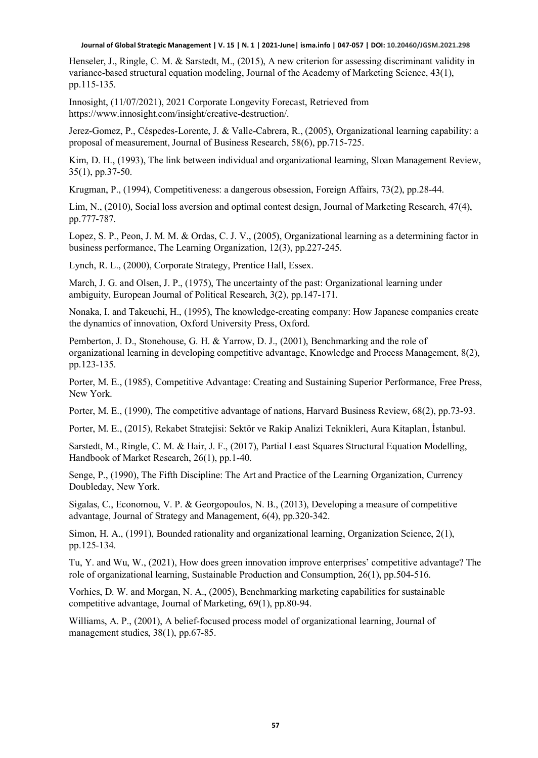Henseler, J., Ringle, C. M. & Sarstedt, M., (2015), A new criterion for assessing discriminant validity in variance-based structural equation modeling, Journal of the Academy of Marketing Science, 43(1), pp.115-135.

Innosight, (11/07/2021), 2021 Corporate Longevity Forecast, Retrieved from https://www.innosight.com/insight/creative-destruction/.

Jerez-Gomez, P., Céspedes-Lorente, J. & Valle-Cabrera, R., (2005), Organizational learning capability: a proposal of measurement, Journal of Business Research, 58(6), pp.715-725.

Kim, D. H., (1993), The link between individual and organizational learning, Sloan Management Review, 35(1), pp.37-50.

Krugman, P., (1994), Competitiveness: a dangerous obsession, Foreign Affairs, 73(2), pp.28-44.

Lim, N., (2010), Social loss aversion and optimal contest design, Journal of Marketing Research, 47(4), pp.777-787.

Lopez, S. P., Peon, J. M. M. & Ordas, C. J. V., (2005), Organizational learning as a determining factor in business performance, The Learning Organization, 12(3), pp.227-245.

Lynch, R. L., (2000), Corporate Strategy, Prentice Hall, Essex.

March, J. G. and Olsen, J. P., (1975), The uncertainty of the past: Organizational learning under ambiguity, European Journal of Political Research, 3(2), pp.147-171.

Nonaka, I. and Takeuchi, H., (1995), The knowledge-creating company: How Japanese companies create the dynamics of innovation, Oxford University Press, Oxford.

Pemberton, J. D., Stonehouse, G. H. & Yarrow, D. J., (2001), Benchmarking and the role of organizational learning in developing competitive advantage, Knowledge and Process Management, 8(2), pp.123-135.

Porter, M. E., (1985), Competitive Advantage: Creating and Sustaining Superior Performance, Free Press, New York.

Porter, M. E., (1990), The competitive advantage of nations, Harvard Business Review, 68(2), pp.73-93.

Porter, M. E., (2015), Rekabet Stratejisi: Sektör ve Rakip Analizi Teknikleri, Aura Kitapları, İstanbul.

Sarstedt, M., Ringle, C. M. & Hair, J. F., (2017), Partial Least Squares Structural Equation Modelling, Handbook of Market Research, 26(1), pp.1-40.

Senge, P., (1990), The Fifth Discipline: The Art and Practice of the Learning Organization, Currency Doubleday, New York.

Sigalas, C., Economou, V. P. & Georgopoulos, N. B., (2013), Developing a measure of competitive advantage, Journal of Strategy and Management, 6(4), pp.320-342.

Simon, H. A., (1991), Bounded rationality and organizational learning, Organization Science, 2(1), pp.125-134.

Tu, Y. and Wu, W., (2021), How does green innovation improve enterprises' competitive advantage? The role of organizational learning, Sustainable Production and Consumption, 26(1), pp.504-516.

Vorhies, D. W. and Morgan, N. A., (2005), Benchmarking marketing capabilities for sustainable competitive advantage, Journal of Marketing, 69(1), pp.80-94.

Williams, A. P., (2001), A belief-focused process model of organizational learning, Journal of management studies, 38(1), pp.67-85.